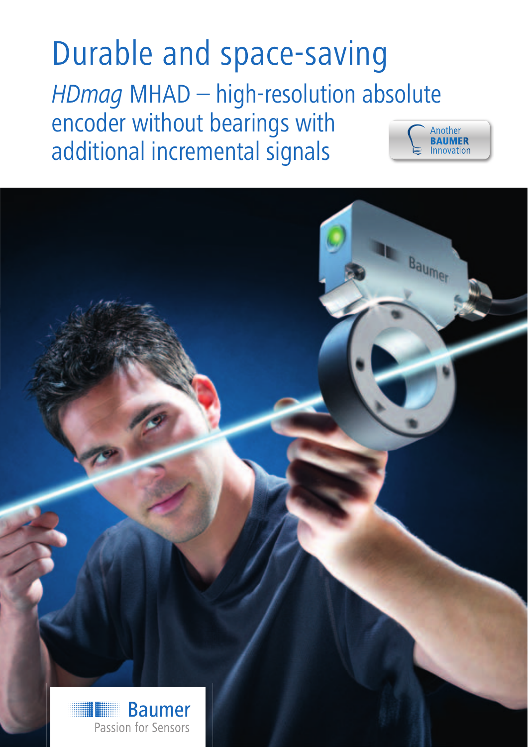# Durable and space-saving

## *HDmag* MHAD – high-resolution absolute encoder without bearings with additional incremental signals

Another **BAUMER** Innovation

Baumer
Passion for Sensors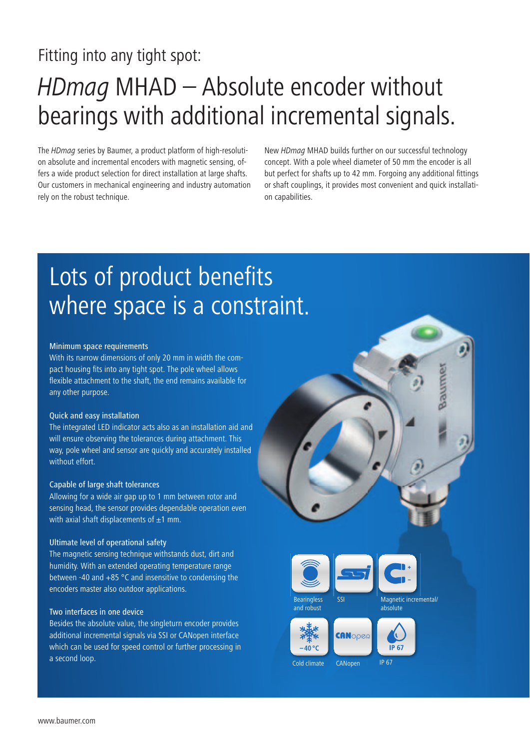Fitting into any tight spot:

# *HDmag* MHAD – Absolute encoder without bearings with additional incremental signals.

The *HDmag* series by Baumer, a product platform of high-resolution absolute and incremental encoders with magnetic sensing, offers a wide product selection for direct installation at large shafts. Our customers in mechanical engineering and industry automation rely on the robust technique.

New *HDmag* MHAD builds further on our successful technology concept. With a pole wheel diameter of 50 mm the encoder is all but perfect for shafts up to 42 mm. Forgoing any additional fittings or shaft couplings, it provides most convenient and quick installation capabilities.

## Lots of product benefits where space is a constraint.

### Minimum space requirements

With its narrow dimensions of only 20 mm in width the compact housing fits into any tight spot. The pole wheel allows flexible attachment to the shaft, the end remains available for any other purpose.

### Quick and easy installation

The integrated LED indicator acts also as an installation aid and will ensure observing the tolerances during attachment. This way, pole wheel and sensor are quickly and accurately installed without effort.

### Capable of large shaft tolerances

Allowing for a wide air gap up to 1 mm between rotor and sensing head, the sensor provides dependable operation even with axial shaft displacements of ±1 mm.

### Ultimate level of operational safety

The magnetic sensing technique withstands dust, dirt and humidity. With an extended operating temperature range between -40 and +85 °C and insensitive to condensing the encoders master also outdoor applications.

### Two interfaces in one device

Besides the absolute value, the singleturn encoder provides additional incremental signals via SSI or CANopen interface which can be used for speed control or further processing in a second loop.

Bearingless and robust

SSI

Magnetic incremental/ absolute

Cold climate

CANopen

IP 67

www.baumer.com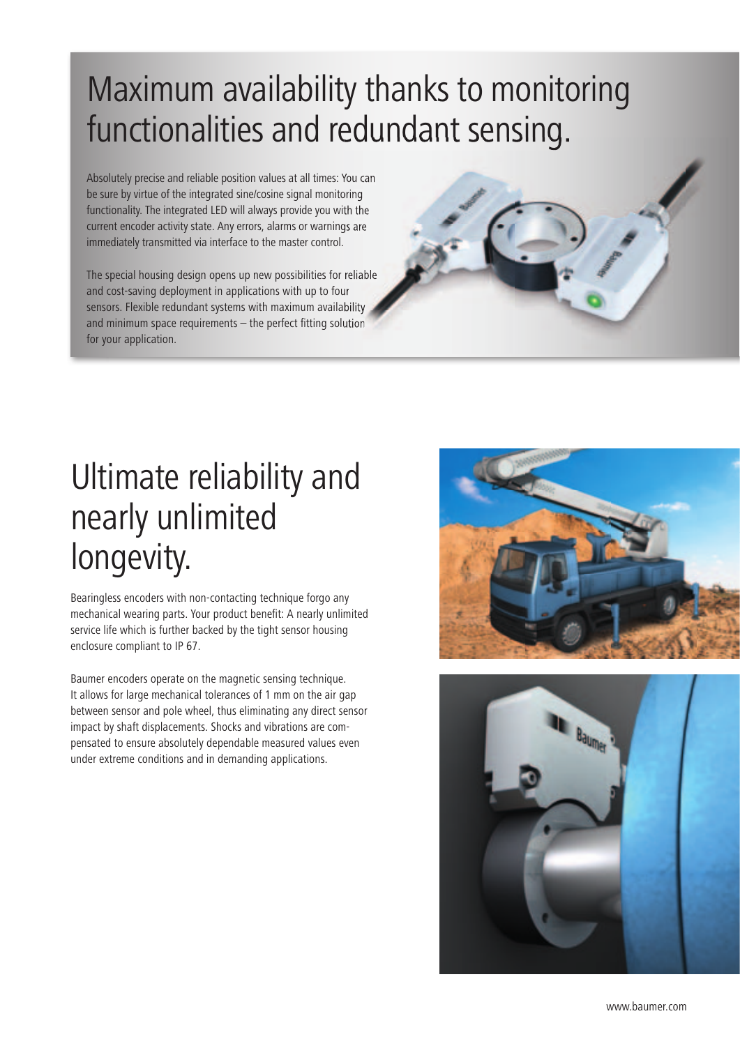# Maximum availability thanks to monitoring functionalities and redundant sensing.

Absolutely precise and reliable position values at all times: You can be sure by virtue of the integrated sine/cosine signal monitoring functionality. The integrated LED will always provide you with the current encoder activity state. Any errors, alarms or warnings are immediately transmitted via interface to the master control.

The special housing design opens up new possibilities for reliable and cost-saving deployment in applications with up to four sensors. Flexible redundant systems with maximum availability and minimum space requirements – the perfect fitting solution for your application.

# Ultimate reliability and nearly unlimited longevity.

Bearingless encoders with non-contacting technique forgo any mechanical wearing parts. Your product benefit: A nearly unlimited service life which is further backed by the tight sensor housing enclosure compliant to IP 67.

Baumer encoders operate on the magnetic sensing technique. It allows for large mechanical tolerances of 1 mm on the air gap between sensor and pole wheel, thus eliminating any direct sensor impact by shaft displacements. Shocks and vibrations are compensated to ensure absolutely dependable measured values even under extreme conditions and in demanding applications.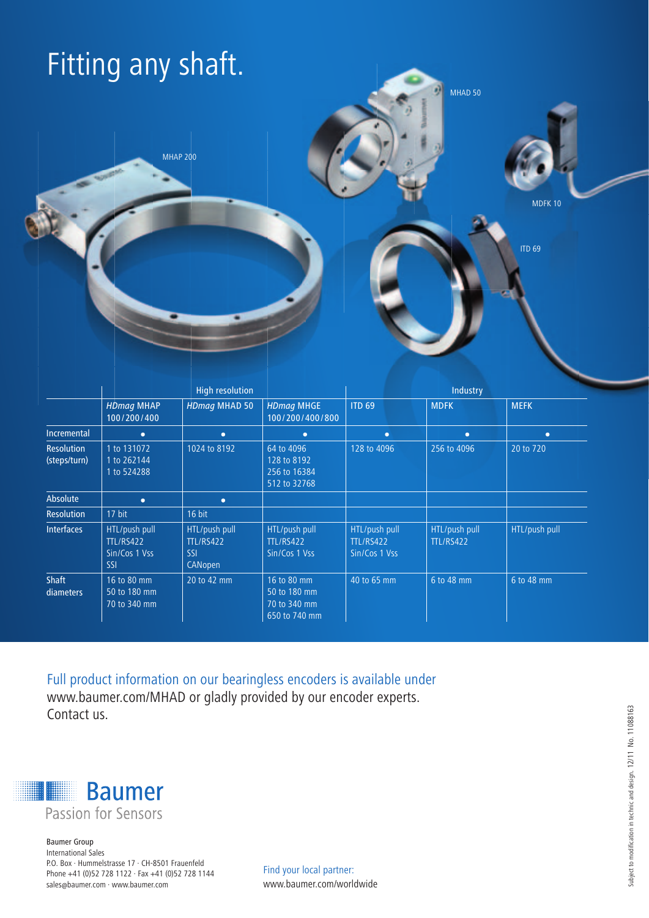# Fitting any shaft.

MHAD 50

MHAP 200

MDFK 10

ITD 69

| | High resolution | | | Industry | | |
|---|---|---|---|---|---|---|
| | *HDmag* MHAP 100/200/400 | *HDmag* MHAD 50 | *HDmag* MHGE 100/200/400/800 | ITD 69 | MDFK | MEFK |
| Incremental | • | • | • | • | • | • |
| Resolution (steps/turn) | 1 to 131072<br>1 to 262144<br>1 to 524288 | 1024 to 8192 | 64 to 4096<br>128 to 8192<br>256 to 16384<br>512 to 32768 | 128 to 4096 | 256 to 4096 | 20 to 720 |
| Absolute | • | • | | | | |
| Resolution | 17 bit | 16 bit | | | | |
| Interfaces | HTL/push pull<br>TTL/RS422<br>Sin/Cos 1 Vss<br>SSI | HTL/push pull<br>TTL/RS422<br>SSI<br>CANopen | HTL/push pull<br>TTL/RS422<br>Sin/Cos 1 Vss | HTL/push pull<br>TTL/RS422<br>Sin/Cos 1 Vss | HTL/push pull<br>TTL/RS422 | HTL/push pull |
| Shaft diameters | 16 to 80 mm<br>50 to 180 mm<br>70 to 340 mm | 20 to 42 mm | 16 to 80 mm<br>50 to 180 mm<br>70 to 340 mm<br>650 to 740 mm | 40 to 65 mm | 6 to 48 mm | 6 to 48 mm |

Full product information on our bearingless encoders is available under
www.baumer.com/MHAD or gladly provided by our encoder experts.
Contact us.

**Baumer**
Passion for Sensors

Baumer Group
International Sales
P.O. Box · Hummelstrasse 17 · CH-8501 Frauenfeld
Phone +41 (0)52 728 1122 · Fax +41 (0)52 728 1144
sales@baumer.com · www.baumer.com

Find your local partner:
www.baumer.com/worldwide

Subject to modification in technic and design. 12/11 No. 11088163